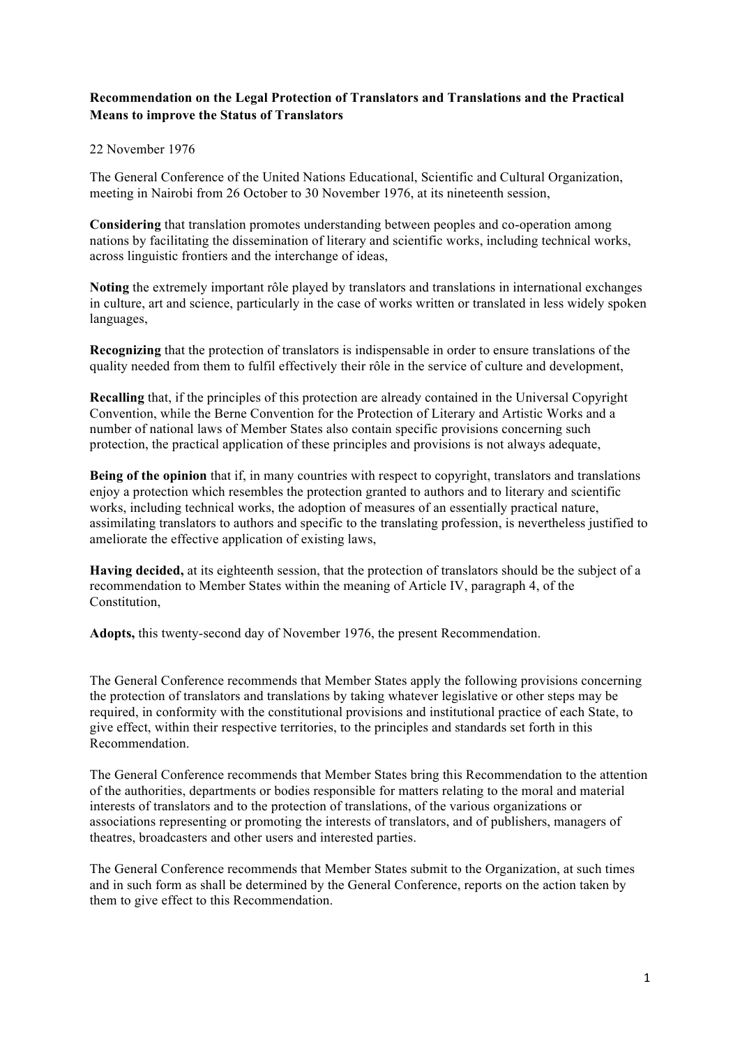**Recommendation on the Legal Protection of Translators and Translations and the Practical Means to improve the Status of Translators**

22 November 1976

The General Conference of the United Nations Educational, Scientific and Cultural Organization, meeting in Nairobi from 26 October to 30 November 1976, at its nineteenth session,

**Considering** that translation promotes understanding between peoples and co-operation among nations by facilitating the dissemination of literary and scientific works, including technical works, across linguistic frontiers and the interchange of ideas,

**Noting** the extremely important rôle played by translators and translations in international exchanges in culture, art and science, particularly in the case of works written or translated in less widely spoken languages,

**Recognizing** that the protection of translators is indispensable in order to ensure translations of the quality needed from them to fulfil effectively their rôle in the service of culture and development,

**Recalling** that, if the principles of this protection are already contained in the Universal Copyright Convention, while the Berne Convention for the Protection of Literary and Artistic Works and a number of national laws of Member States also contain specific provisions concerning such protection, the practical application of these principles and provisions is not always adequate,

**Being of the opinion** that if, in many countries with respect to copyright, translators and translations enjoy a protection which resembles the protection granted to authors and to literary and scientific works, including technical works, the adoption of measures of an essentially practical nature, assimilating translators to authors and specific to the translating profession, is nevertheless justified to ameliorate the effective application of existing laws,

**Having decided,** at its eighteenth session, that the protection of translators should be the subject of a recommendation to Member States within the meaning of Article IV, paragraph 4, of the Constitution,

**Adopts,** this twenty-second day of November 1976, the present Recommendation.

The General Conference recommends that Member States apply the following provisions concerning the protection of translators and translations by taking whatever legislative or other steps may be required, in conformity with the constitutional provisions and institutional practice of each State, to give effect, within their respective territories, to the principles and standards set forth in this Recommendation.

The General Conference recommends that Member States bring this Recommendation to the attention of the authorities, departments or bodies responsible for matters relating to the moral and material interests of translators and to the protection of translations, of the various organizations or associations representing or promoting the interests of translators, and of publishers, managers of theatres, broadcasters and other users and interested parties.

The General Conference recommends that Member States submit to the Organization, at such times and in such form as shall be determined by the General Conference, reports on the action taken by them to give effect to this Recommendation.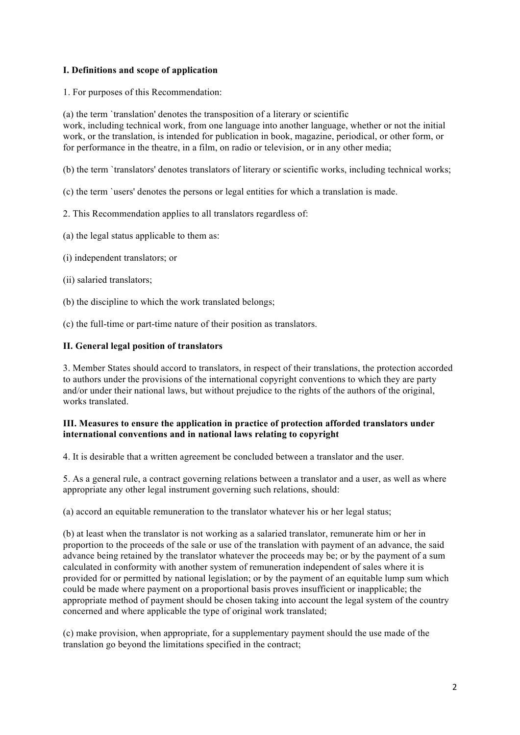## I. Definitions and scope of application

1. For purposes of this Recommendation:

(a) the term `translation' denotes the transposition of a literary or scientific work, including technical work, from one language into another language, whether or not the initial work, or the translation, is intended for publication in book, magazine, periodical, or other form, or for performance in the theatre, in a film, on radio or television, or in any other media;

(b) the term `translators' denotes translators of literary or scientific works, including technical works;

(c) the term `users' denotes the persons or legal entities for which a translation is made.

2. This Recommendation applies to all translators regardless of:

(a) the legal status applicable to them as:

(i) independent translators; or

(ii) salaried translators;

(b) the discipline to which the work translated belongs;

(c) the full-time or part-time nature of their position as translators.

## II. General legal position of translators

3. Member States should accord to translators, in respect of their translations, the protection accorded to authors under the provisions of the international copyright conventions to which they are party and/or under their national laws, but without prejudice to the rights of the authors of the original, works translated.

## III. Measures to ensure the application in practice of protection afforded translators under international conventions and in national laws relating to copyright

4. It is desirable that a written agreement be concluded between a translator and the user.

5. As a general rule, a contract governing relations between a translator and a user, as well as where appropriate any other legal instrument governing such relations, should:

(a) accord an equitable remuneration to the translator whatever his or her legal status;

(b) at least when the translator is not working as a salaried translator, remunerate him or her in proportion to the proceeds of the sale or use of the translation with payment of an advance, the said advance being retained by the translator whatever the proceeds may be; or by the payment of a sum calculated in conformity with another system of remuneration independent of sales where it is provided for or permitted by national legislation; or by the payment of an equitable lump sum which could be made where payment on a proportional basis proves insufficient or inapplicable; the appropriate method of payment should be chosen taking into account the legal system of the country concerned and where applicable the type of original work translated;

(c) make provision, when appropriate, for a supplementary payment should the use made of the translation go beyond the limitations specified in the contract;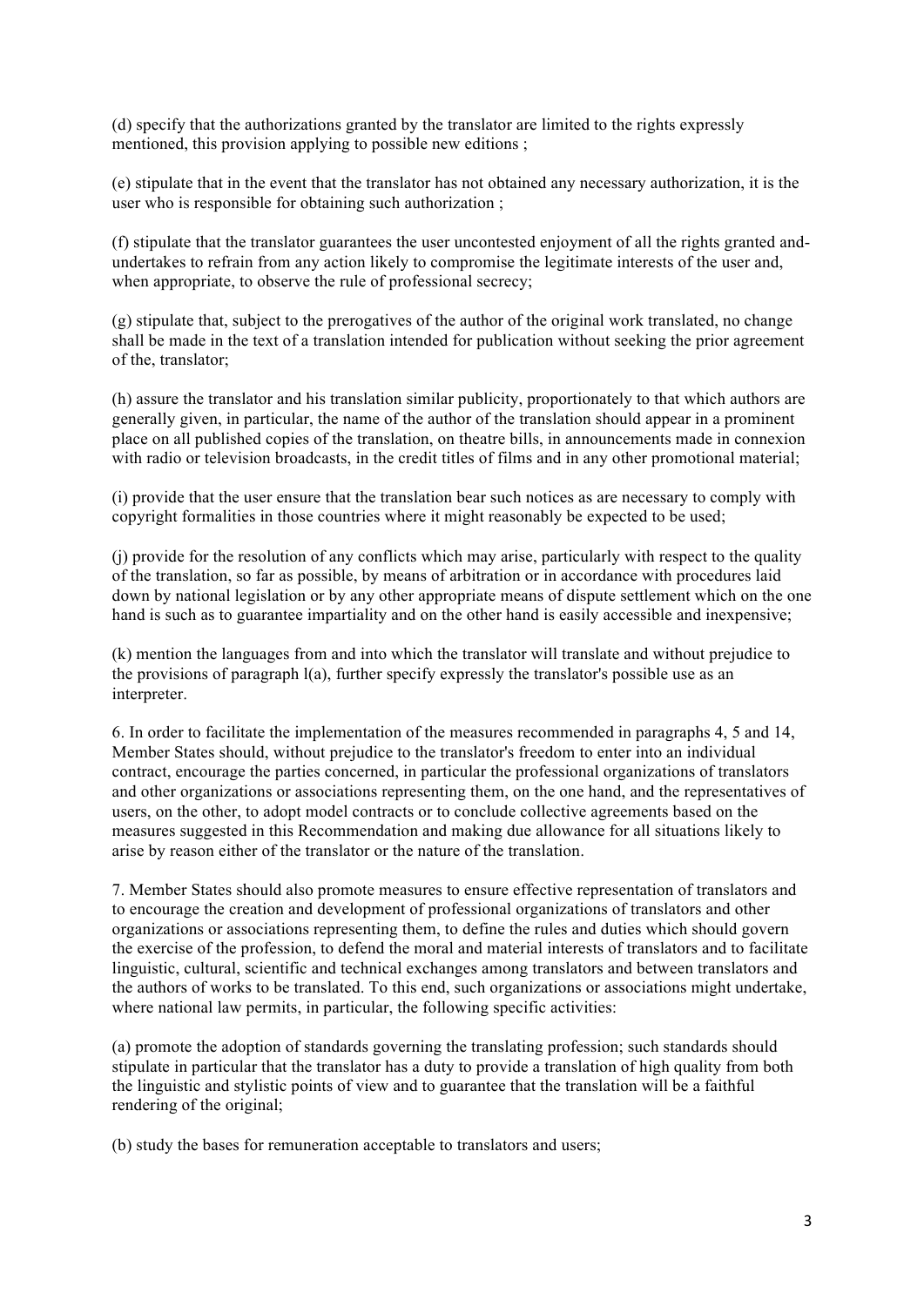(d) specify that the authorizations granted by the translator are limited to the rights expressly mentioned, this provision applying to possible new editions ;

(e) stipulate that in the event that the translator has not obtained any necessary authorization, it is the user who is responsible for obtaining such authorization ;

(f) stipulate that the translator guarantees the user uncontested enjoyment of all the rights granted and-undertakes to refrain from any action likely to compromise the legitimate interests of the user and, when appropriate, to observe the rule of professional secrecy;

(g) stipulate that, subject to the prerogatives of the author of the original work translated, no change shall be made in the text of a translation intended for publication without seeking the prior agreement of the, translator;

(h) assure the translator and his translation similar publicity, proportionately to that which authors are generally given, in particular, the name of the author of the translation should appear in a prominent place on all published copies of the translation, on theatre bills, in announcements made in connexion with radio or television broadcasts, in the credit titles of films and in any other promotional material;

(i) provide that the user ensure that the translation bear such notices as are necessary to comply with copyright formalities in those countries where it might reasonably be expected to be used;

(j) provide for the resolution of any conflicts which may arise, particularly with respect to the quality of the translation, so far as possible, by means of arbitration or in accordance with procedures laid down by national legislation or by any other appropriate means of dispute settlement which on the one hand is such as to guarantee impartiality and on the other hand is easily accessible and inexpensive;

(k) mention the languages from and into which the translator will translate and without prejudice to the provisions of paragraph l(a), further specify expressly the translator's possible use as an interpreter.

6. In order to facilitate the implementation of the measures recommended in paragraphs 4, 5 and 14, Member States should, without prejudice to the translator's freedom to enter into an individual contract, encourage the parties concerned, in particular the professional organizations of translators and other organizations or associations representing them, on the one hand, and the representatives of users, on the other, to adopt model contracts or to conclude collective agreements based on the measures suggested in this Recommendation and making due allowance for all situations likely to arise by reason either of the translator or the nature of the translation.

7. Member States should also promote measures to ensure effective representation of translators and to encourage the creation and development of professional organizations of translators and other organizations or associations representing them, to define the rules and duties which should govern the exercise of the profession, to defend the moral and material interests of translators and to facilitate linguistic, cultural, scientific and technical exchanges among translators and between translators and the authors of works to be translated. To this end, such organizations or associations might undertake, where national law permits, in particular, the following specific activities:

(a) promote the adoption of standards governing the translating profession; such standards should stipulate in particular that the translator has a duty to provide a translation of high quality from both the linguistic and stylistic points of view and to guarantee that the translation will be a faithful rendering of the original;

(b) study the bases for remuneration acceptable to translators and users;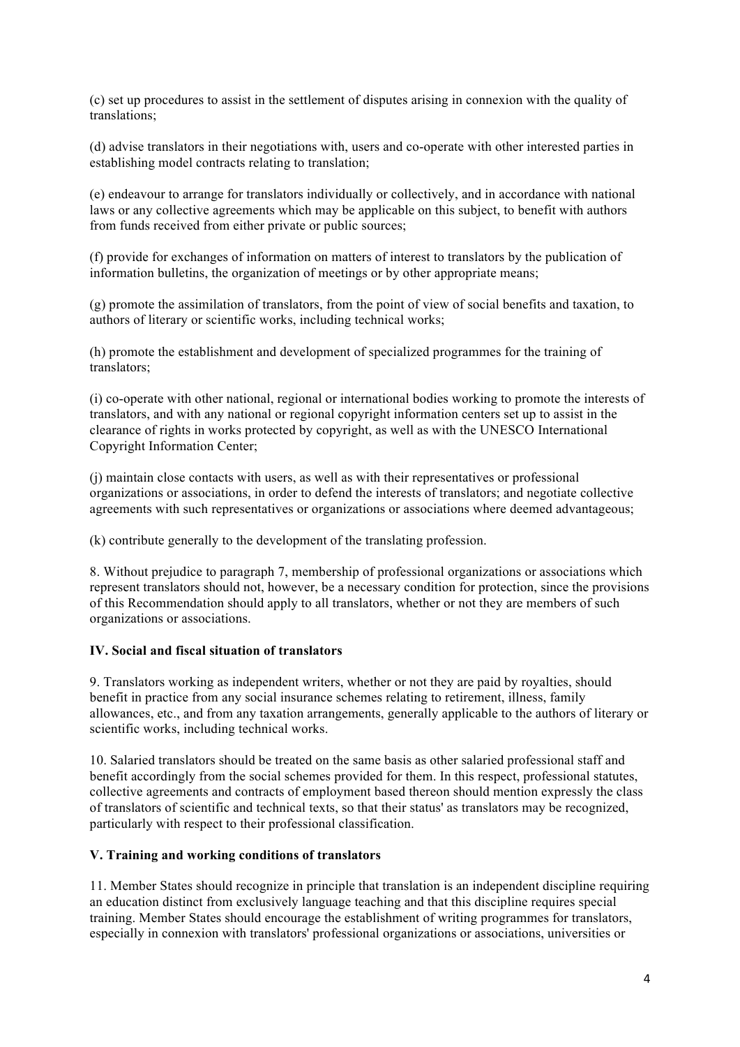(c) set up procedures to assist in the settlement of disputes arising in connexion with the quality of translations;

(d) advise translators in their negotiations with, users and co-operate with other interested parties in establishing model contracts relating to translation;

(e) endeavour to arrange for translators individually or collectively, and in accordance with national laws or any collective agreements which may be applicable on this subject, to benefit with authors from funds received from either private or public sources;

(f) provide for exchanges of information on matters of interest to translators by the publication of information bulletins, the organization of meetings or by other appropriate means;

(g) promote the assimilation of translators, from the point of view of social benefits and taxation, to authors of literary or scientific works, including technical works;

(h) promote the establishment and development of specialized programmes for the training of translators;

(i) co-operate with other national, regional or international bodies working to promote the interests of translators, and with any national or regional copyright information centers set up to assist in the clearance of rights in works protected by copyright, as well as with the UNESCO International Copyright Information Center;

(j) maintain close contacts with users, as well as with their representatives or professional organizations or associations, in order to defend the interests of translators; and negotiate collective agreements with such representatives or organizations or associations where deemed advantageous;

(k) contribute generally to the development of the translating profession.

8. Without prejudice to paragraph 7, membership of professional organizations or associations which represent translators should not, however, be a necessary condition for protection, since the provisions of this Recommendation should apply to all translators, whether or not they are members of such organizations or associations.

### IV. Social and fiscal situation of translators

9. Translators working as independent writers, whether or not they are paid by royalties, should benefit in practice from any social insurance schemes relating to retirement, illness, family allowances, etc., and from any taxation arrangements, generally applicable to the authors of literary or scientific works, including technical works.

10. Salaried translators should be treated on the same basis as other salaried professional staff and benefit accordingly from the social schemes provided for them. In this respect, professional statutes, collective agreements and contracts of employment based thereon should mention expressly the class of translators of scientific and technical texts, so that their status' as translators may be recognized, particularly with respect to their professional classification.

### V. Training and working conditions of translators

11. Member States should recognize in principle that translation is an independent discipline requiring an education distinct from exclusively language teaching and that this discipline requires special training. Member States should encourage the establishment of writing programmes for translators, especially in connexion with translators' professional organizations or associations, universities or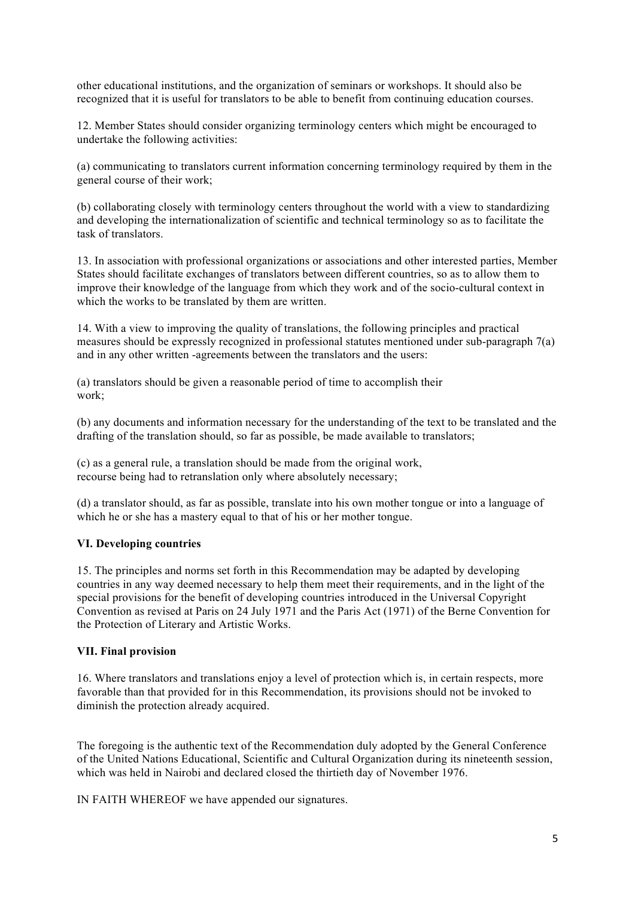other educational institutions, and the organization of seminars or workshops. It should also be recognized that it is useful for translators to be able to benefit from continuing education courses.

12. Member States should consider organizing terminology centers which might be encouraged to undertake the following activities:

(a) communicating to translators current information concerning terminology required by them in the general course of their work;

(b) collaborating closely with terminology centers throughout the world with a view to standardizing and developing the internationalization of scientific and technical terminology so as to facilitate the task of translators.

13. In association with professional organizations or associations and other interested parties, Member States should facilitate exchanges of translators between different countries, so as to allow them to improve their knowledge of the language from which they work and of the socio-cultural context in which the works to be translated by them are written.

14. With a view to improving the quality of translations, the following principles and practical measures should be expressly recognized in professional statutes mentioned under sub-paragraph 7(a) and in any other written -agreements between the translators and the users:

(a) translators should be given a reasonable period of time to accomplish their work;

(b) any documents and information necessary for the understanding of the text to be translated and the drafting of the translation should, so far as possible, be made available to translators;

(c) as a general rule, a translation should be made from the original work, recourse being had to retranslation only where absolutely necessary;

(d) a translator should, as far as possible, translate into his own mother tongue or into a language of which he or she has a mastery equal to that of his or her mother tongue.

**VI. Developing countries**

15. The principles and norms set forth in this Recommendation may be adapted by developing countries in any way deemed necessary to help them meet their requirements, and in the light of the special provisions for the benefit of developing countries introduced in the Universal Copyright Convention as revised at Paris on 24 July 1971 and the Paris Act (1971) of the Berne Convention for the Protection of Literary and Artistic Works.

**VII. Final provision**

16. Where translators and translations enjoy a level of protection which is, in certain respects, more favorable than that provided for in this Recommendation, its provisions should not be invoked to diminish the protection already acquired.

The foregoing is the authentic text of the Recommendation duly adopted by the General Conference of the United Nations Educational, Scientific and Cultural Organization during its nineteenth session, which was held in Nairobi and declared closed the thirtieth day of November 1976.

IN FAITH WHEREOF we have appended our signatures.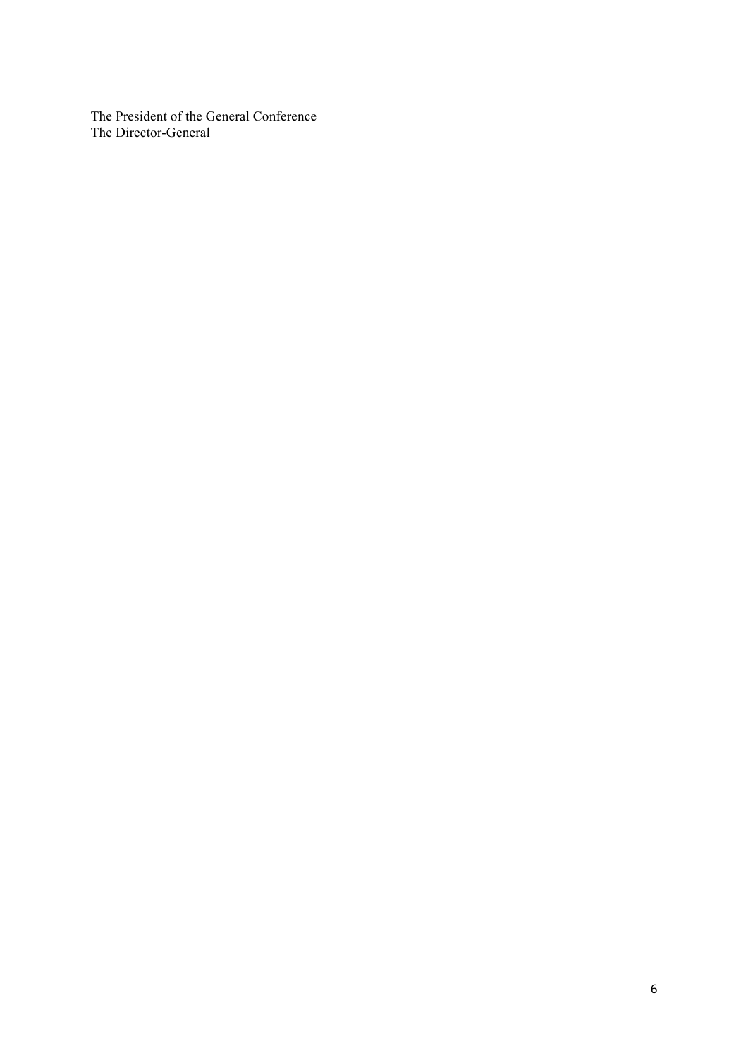The President of the General Conference
The Director-General